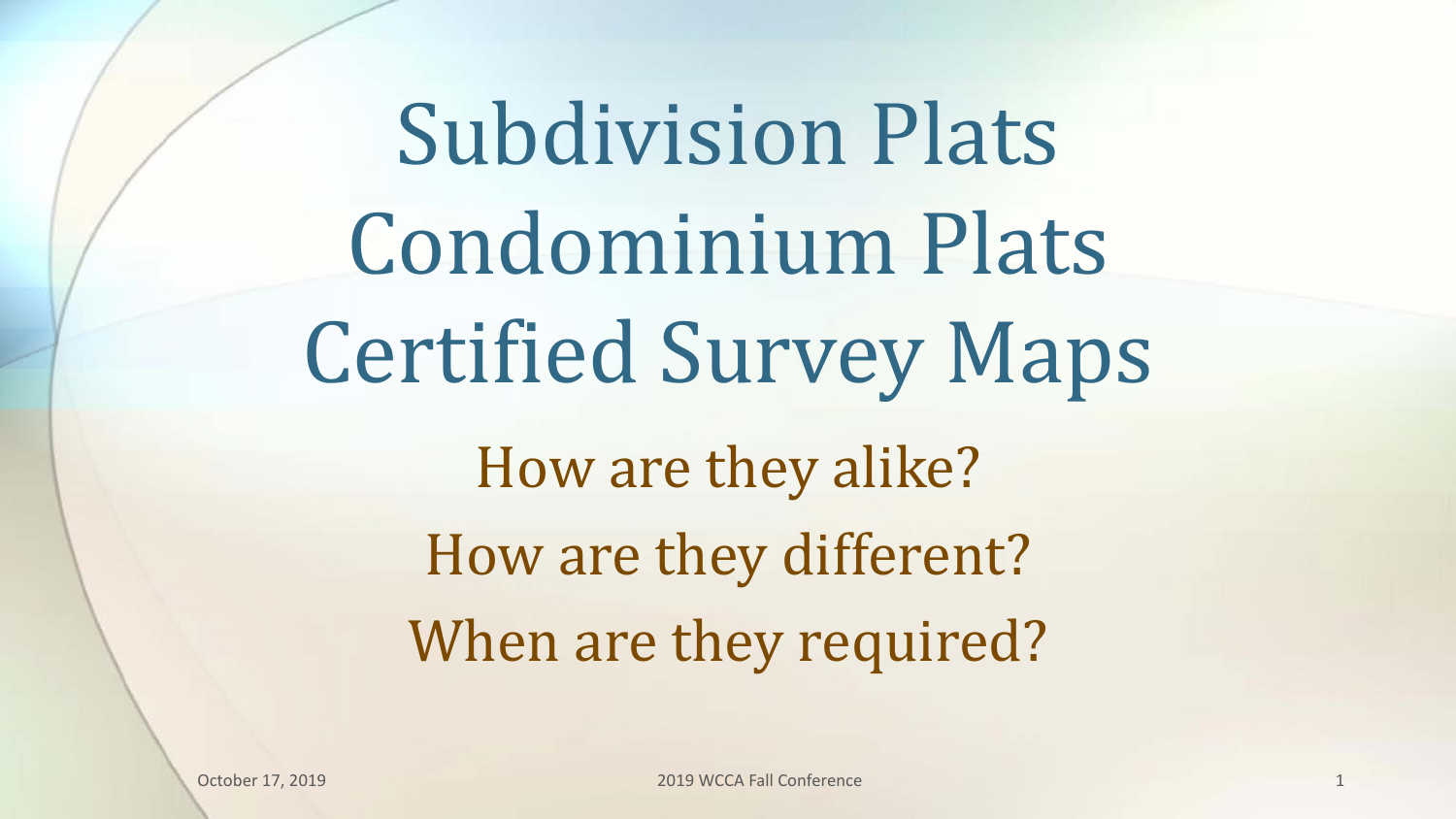# Subdivision Plats
# Condominium Plats
# Certified Survey Maps

## How are they alike?
## How are they different?
## When are they required?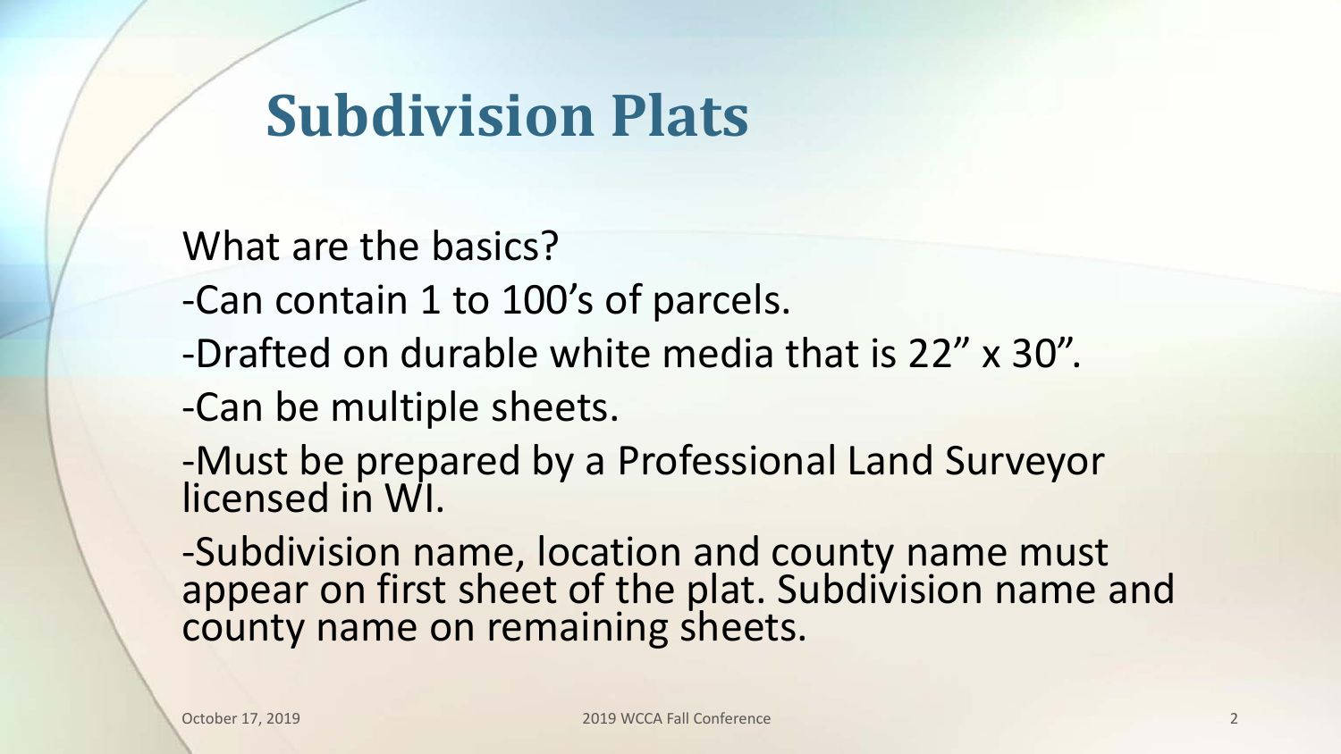# Subdivision Plats

What are the basics?

-Can contain 1 to 100's of parcels.

-Drafted on durable white media that is 22" x 30".

-Can be multiple sheets.

-Must be prepared by a Professional Land Surveyor licensed in WI.

-Subdivision name, location and county name must appear on first sheet of the plat. Subdivision name and county name on remaining sheets.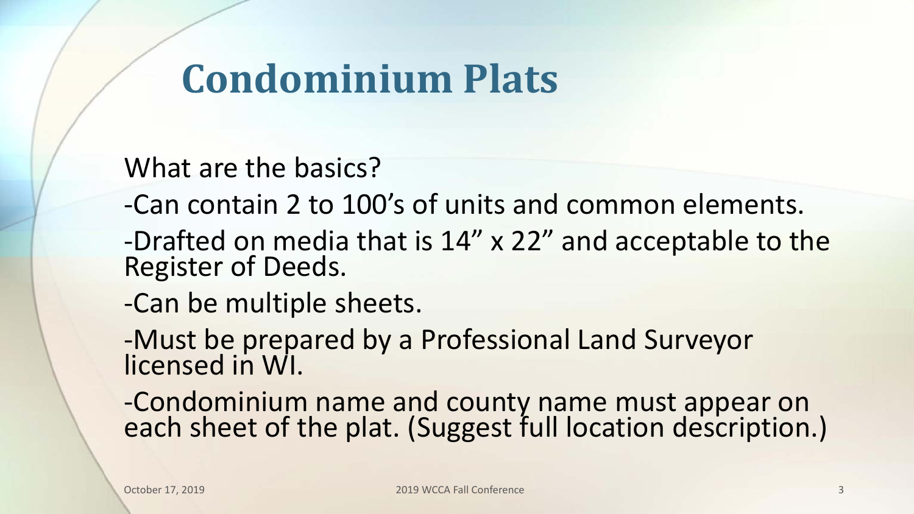# Condominium Plats

What are the basics?

-Can contain 2 to 100's of units and common elements.

-Drafted on media that is 14" x 22" and acceptable to the Register of Deeds.

-Can be multiple sheets.

-Must be prepared by a Professional Land Surveyor licensed in WI.

-Condominium name and county name must appear on each sheet of the plat. (Suggest full location description.)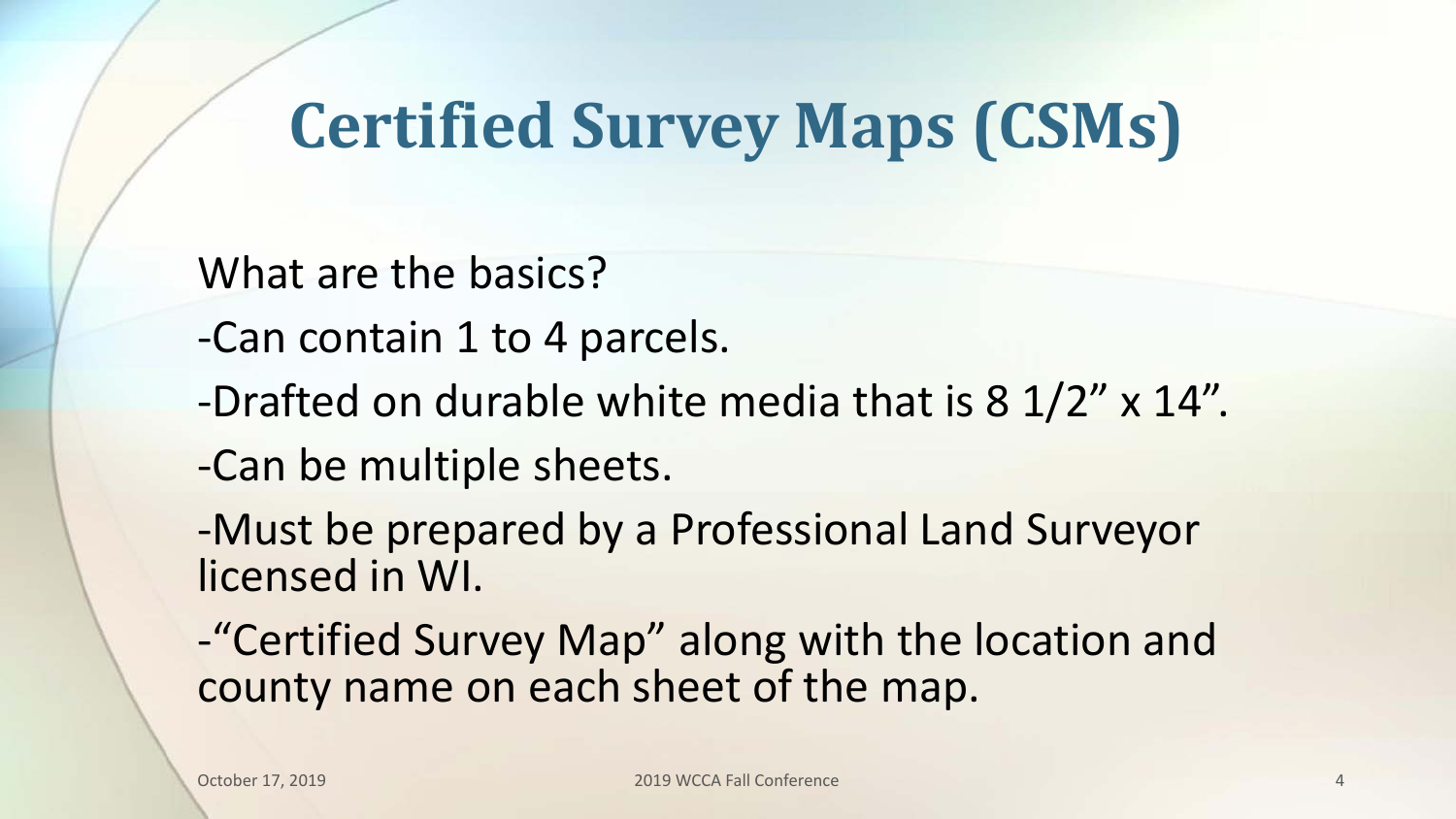# Certified Survey Maps (CSMs)

What are the basics?

-Can contain 1 to 4 parcels.

-Drafted on durable white media that is 8 1/2” x 14”.

-Can be multiple sheets.

-Must be prepared by a Professional Land Surveyor licensed in WI.

-“Certified Survey Map” along with the location and county name on each sheet of the map.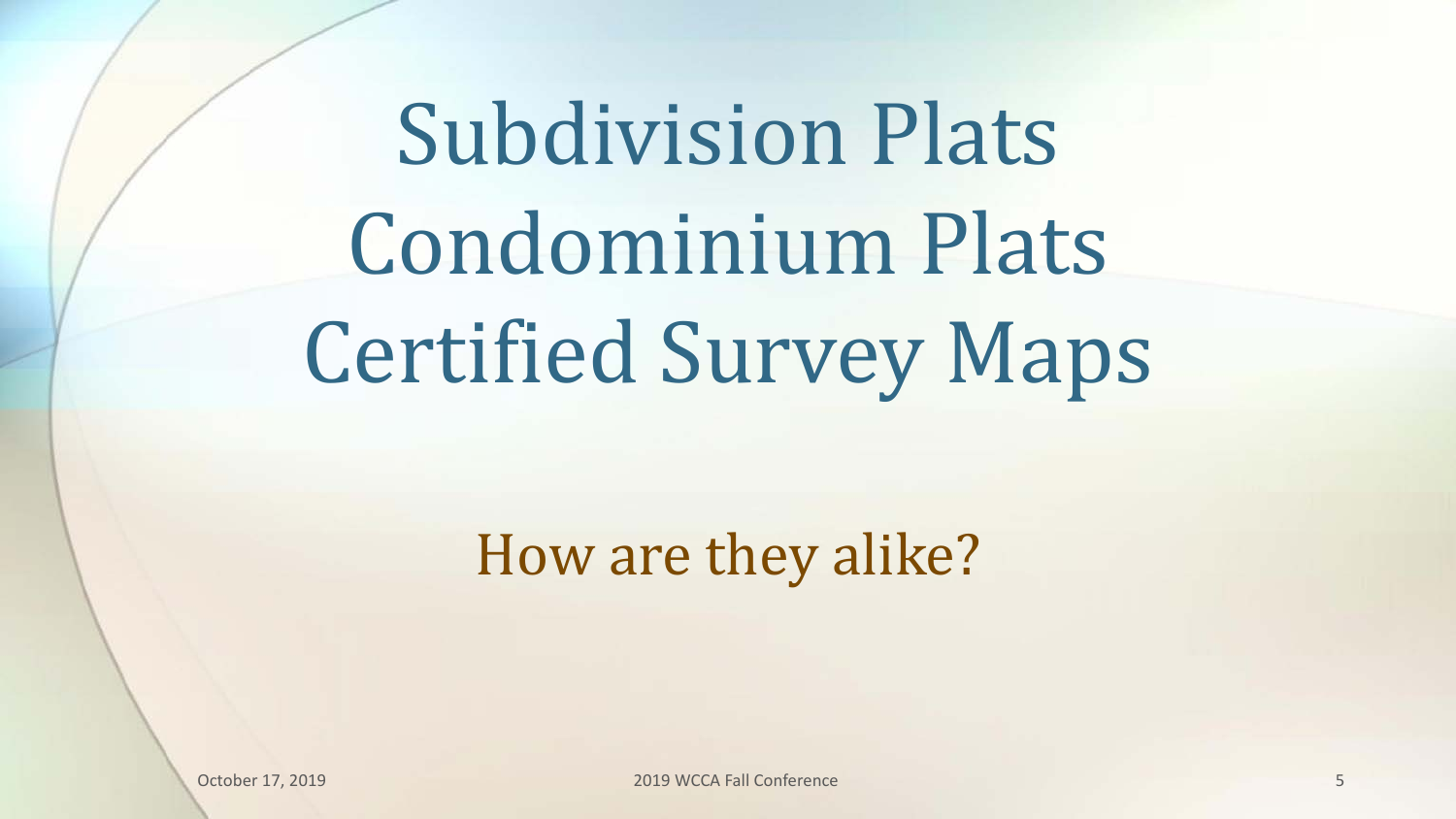# Subdivision Plats
# Condominium Plats
# Certified Survey Maps

## How are they alike?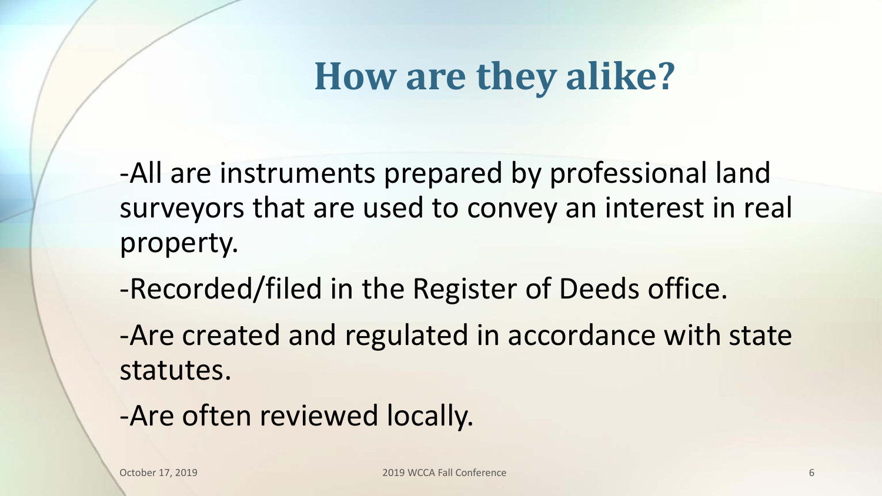# How are they alike?

-All are instruments prepared by professional land surveyors that are used to convey an interest in real property.

-Recorded/filed in the Register of Deeds office.

-Are created and regulated in accordance with state statutes.

-Are often reviewed locally.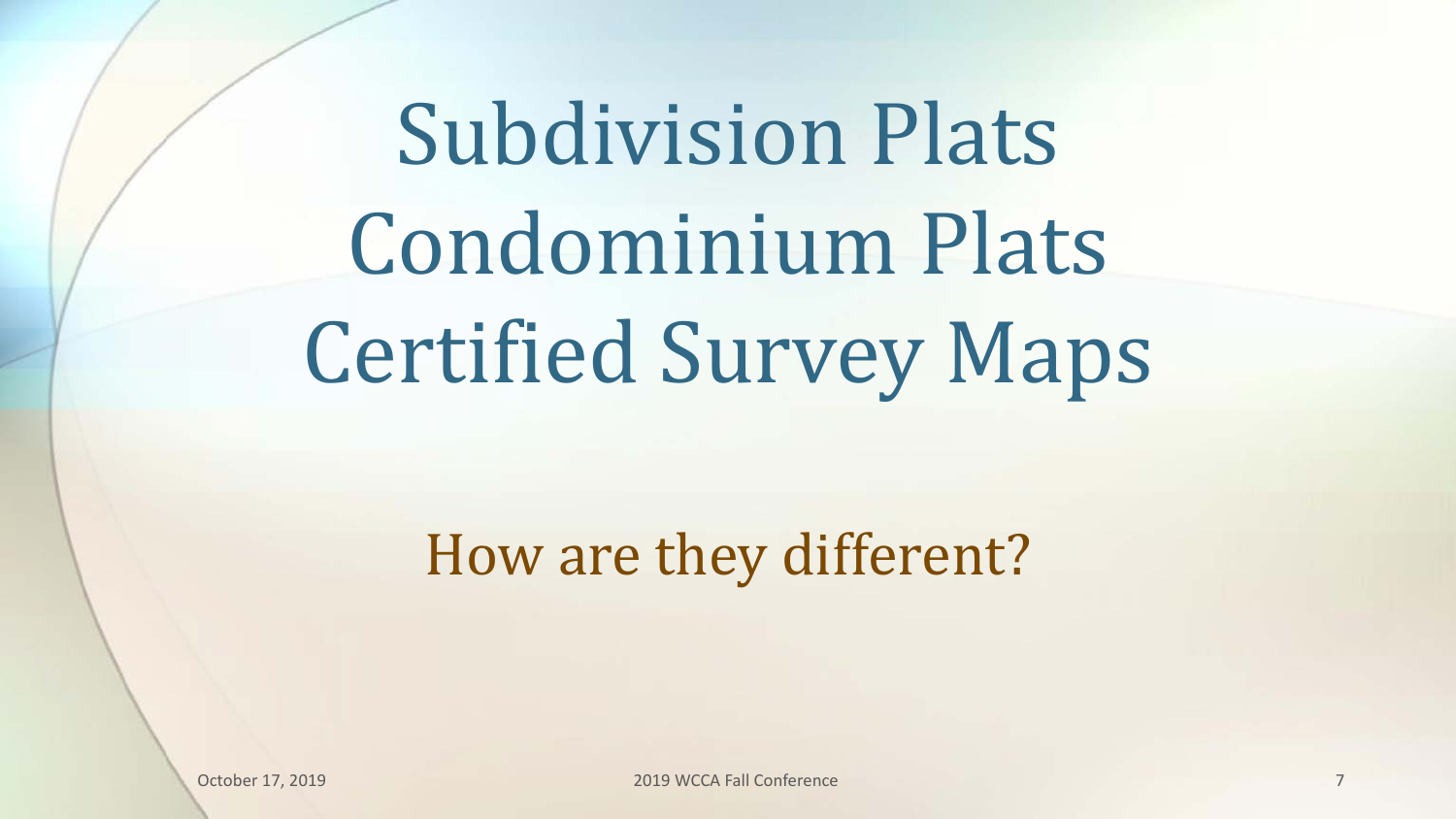# Subdivision Plats
# Condominium Plats
# Certified Survey Maps

## How are they different?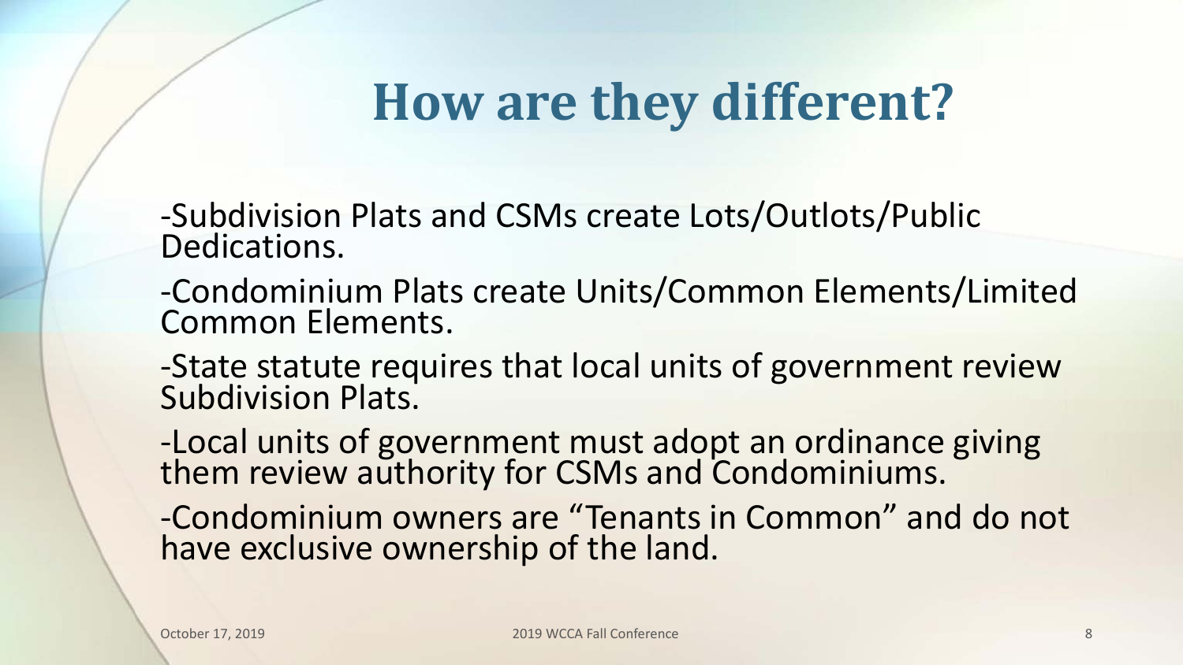# How are they different?

-Subdivision Plats and CSMs create Lots/Outlots/Public Dedications.

-Condominium Plats create Units/Common Elements/Limited Common Elements.

-State statute requires that local units of government review Subdivision Plats.

-Local units of government must adopt an ordinance giving them review authority for CSMs and Condominiums.

-Condominium owners are "Tenants in Common" and do not have exclusive ownership of the land.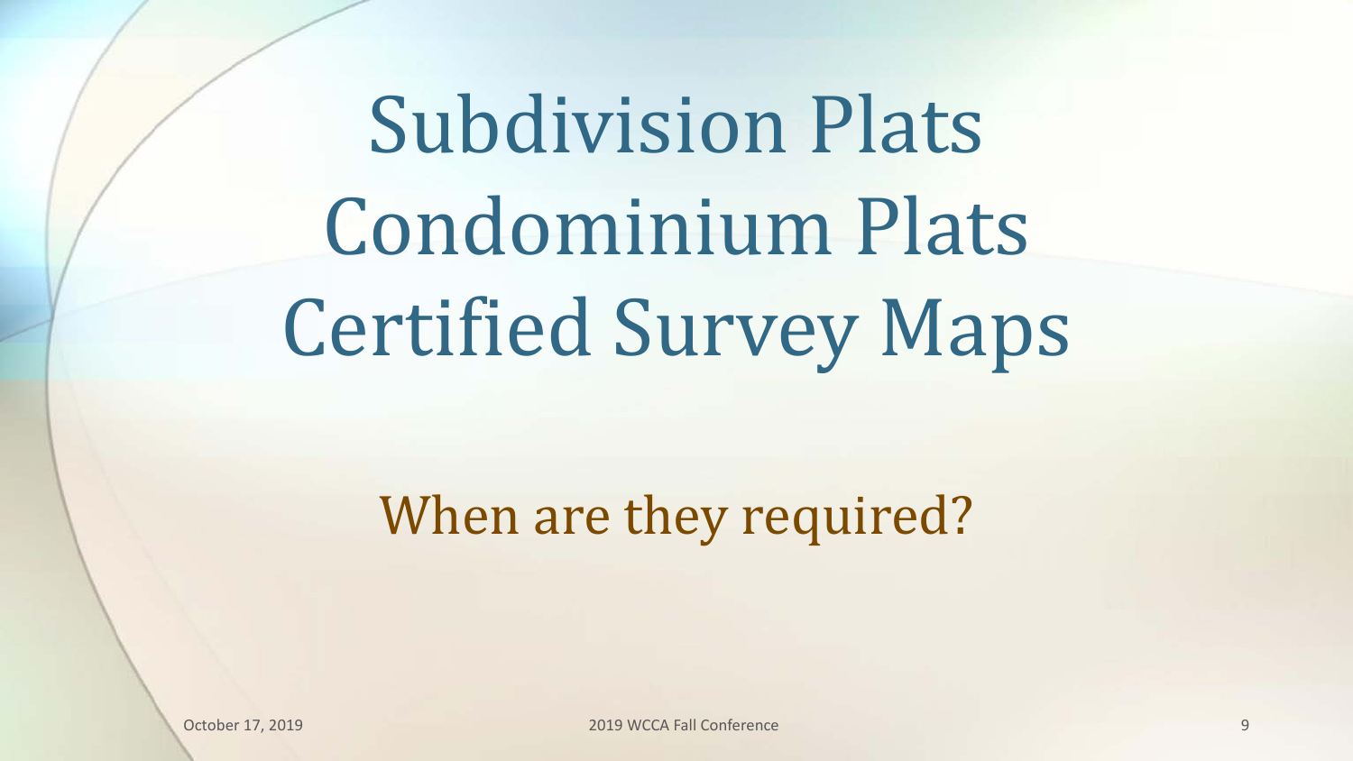# Subdivision Plats
# Condominium Plats
# Certified Survey Maps

When are they required?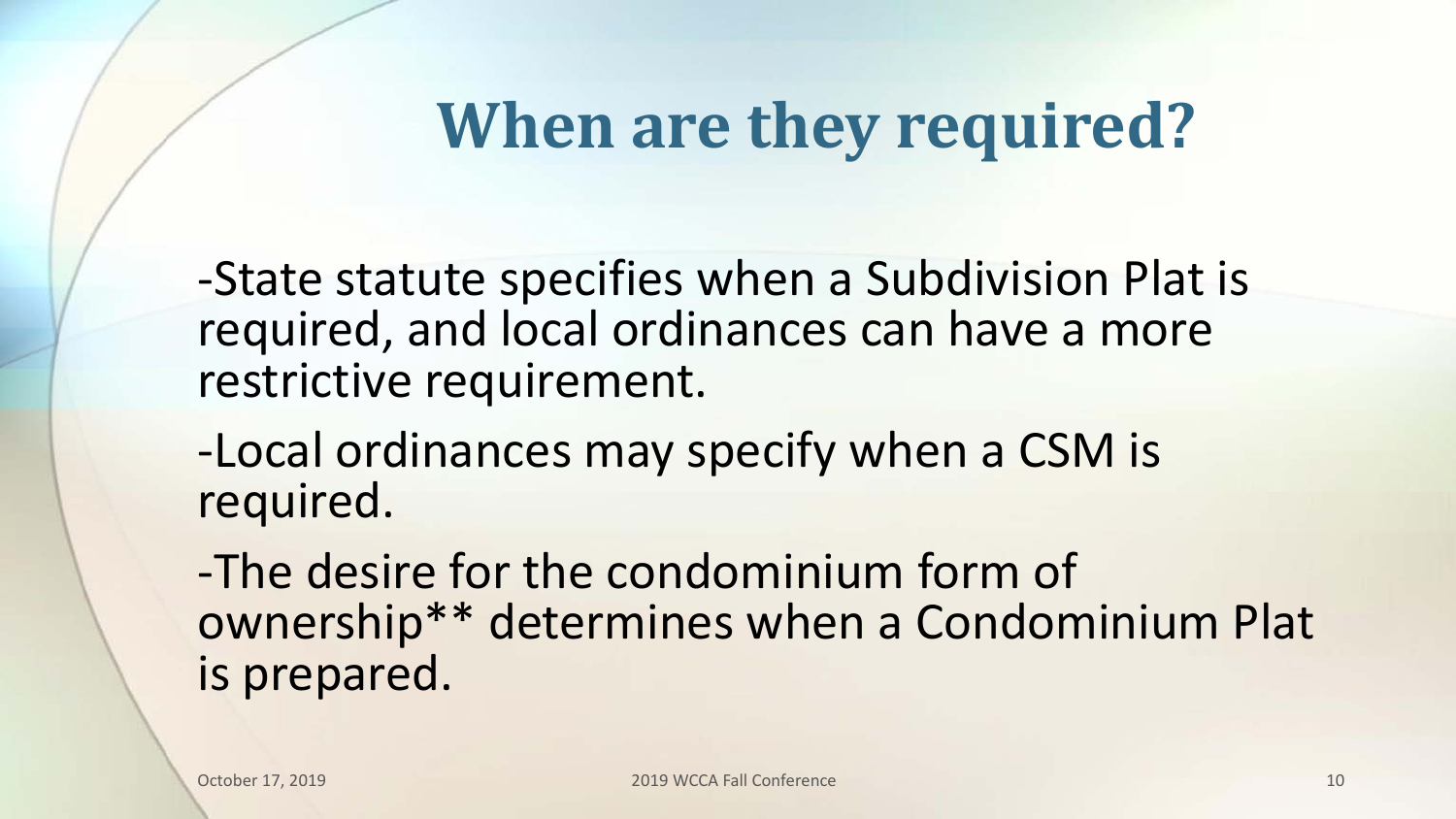# When are they required?

-State statute specifies when a Subdivision Plat is required, and local ordinances can have a more restrictive requirement.

-Local ordinances may specify when a CSM is required.

-The desire for the condominium form of ownership** determines when a Condominium Plat is prepared.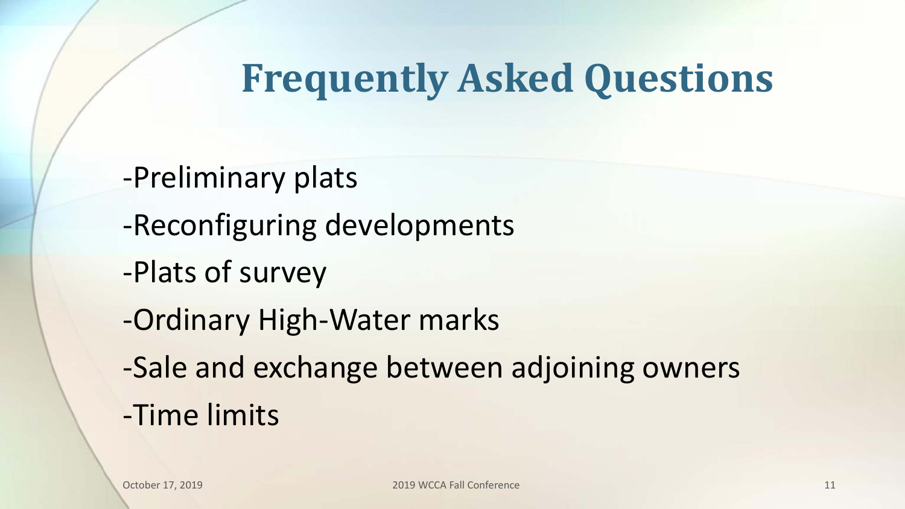# Frequently Asked Questions

-Preliminary plats

-Reconfiguring developments

-Plats of survey

-Ordinary High-Water marks

-Sale and exchange between adjoining owners

-Time limits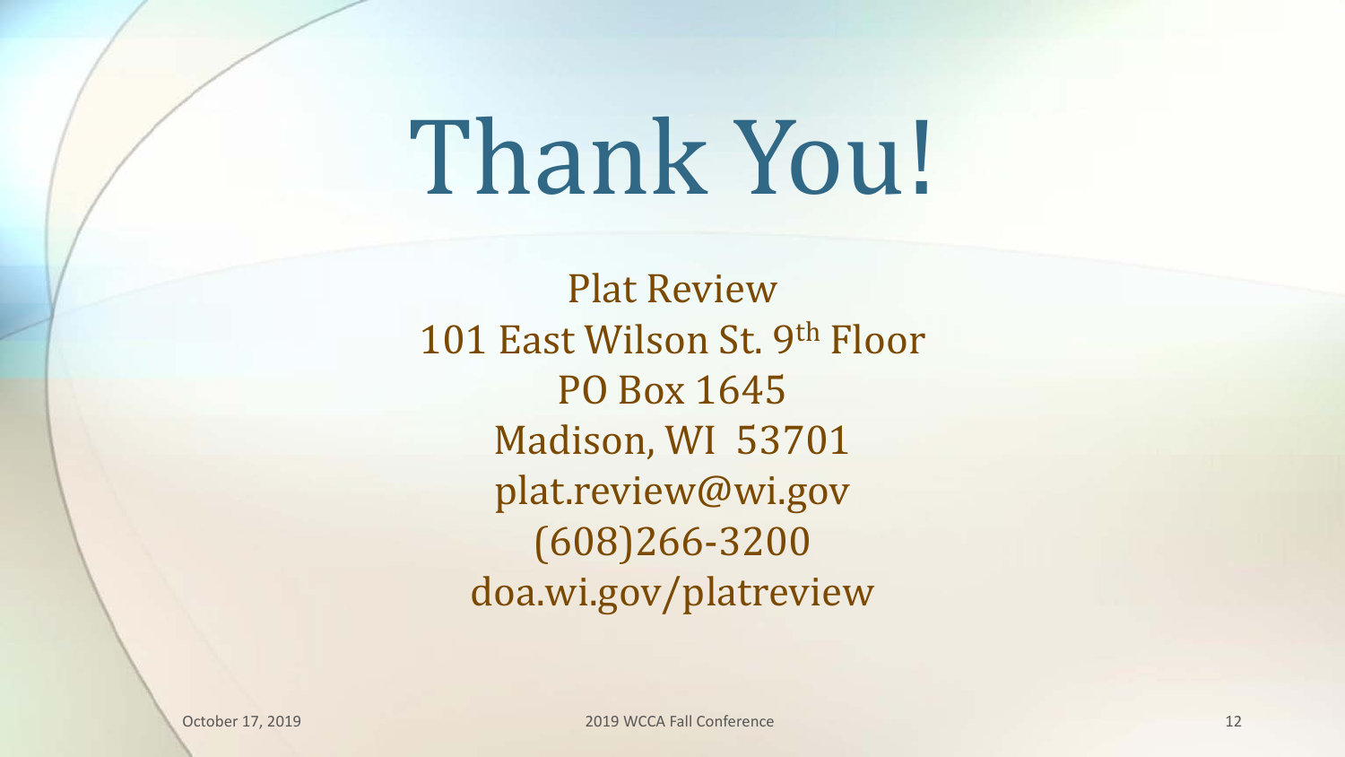# Thank You!

Plat Review
101 East Wilson St. 9th Floor
PO Box 1645
Madison, WI 53701
plat.review@wi.gov
(608)266-3200
doa.wi.gov/platreview